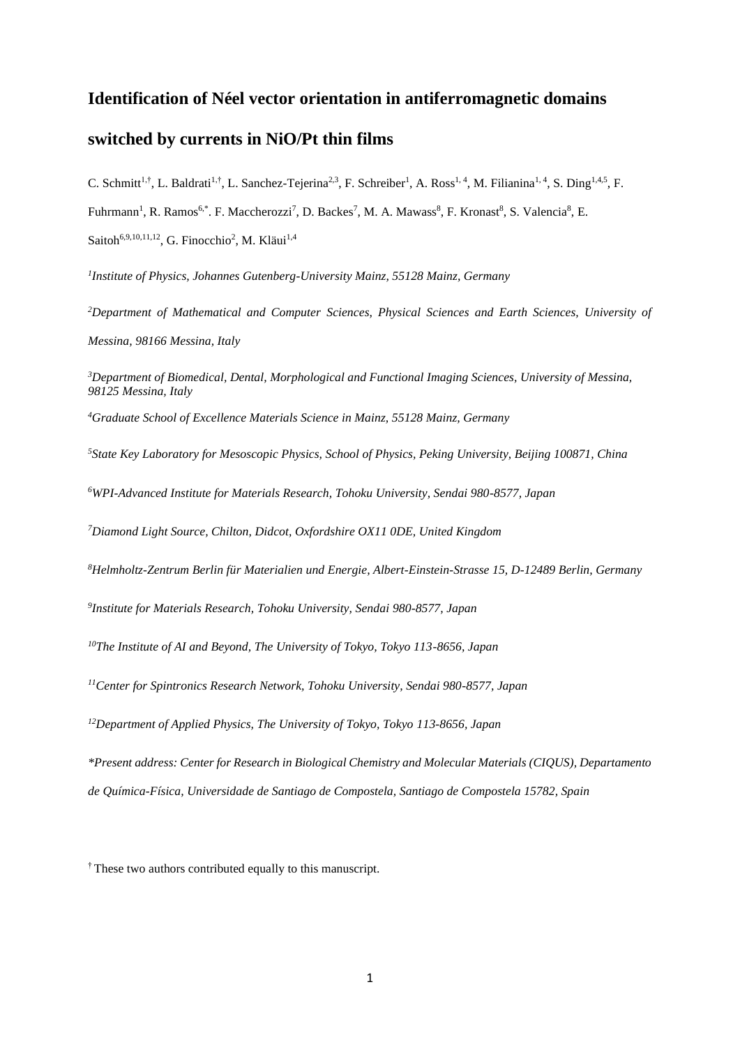# Identification of Néel vector orientation in antiferromagnetic domains switched by currents in NiO/Pt thin films

C. Schmitt[1,†], L. Baldrati[1,†], L. Sanchez-Tejerina[2,3], F. Schreiber[1], A. Ross[1,4], M. Filianina[1,4], S. Ding[1,4,5], F. Fuhrmann[1], R. Ramos[6,*]. F. Maccherozzi[7], D. Backes[7], M. A. Mawass[8], F. Kronast[8], S. Valencia[8], E. Saitoh[6,9,10,11,12], G. Finocchio[2], M. Kläui[1,4]

*[1]Institute of Physics, Johannes Gutenberg-University Mainz, 55128 Mainz, Germany*

*[2]Department of Mathematical and Computer Sciences, Physical Sciences and Earth Sciences, University of Messina, 98166 Messina, Italy*

*[3]Department of Biomedical, Dental, Morphological and Functional Imaging Sciences, University of Messina, 98125 Messina, Italy*

*[4]Graduate School of Excellence Materials Science in Mainz, 55128 Mainz, Germany*

*[5]State Key Laboratory for Mesoscopic Physics, School of Physics, Peking University, Beijing 100871, China*

*[6]WPI-Advanced Institute for Materials Research, Tohoku University, Sendai 980-8577, Japan*

*[7]Diamond Light Source, Chilton, Didcot, Oxfordshire OX11 0DE, United Kingdom*

*[8]Helmholtz-Zentrum Berlin für Materialien und Energie, Albert-Einstein-Strasse 15, D-12489 Berlin, Germany*

*[9]Institute for Materials Research, Tohoku University, Sendai 980-8577, Japan*

*[10]The Institute of AI and Beyond, The University of Tokyo, Tokyo 113-8656, Japan*

*[11]Center for Spintronics Research Network, Tohoku University, Sendai 980-8577, Japan*

*[12]Department of Applied Physics, The University of Tokyo, Tokyo 113-8656, Japan*

*\*Present address: Center for Research in Biological Chemistry and Molecular Materials (CIQUS), Departamento de Química-Física, Universidade de Santiago de Compostela, Santiago de Compostela 15782, Spain*

[†] These two authors contributed equally to this manuscript.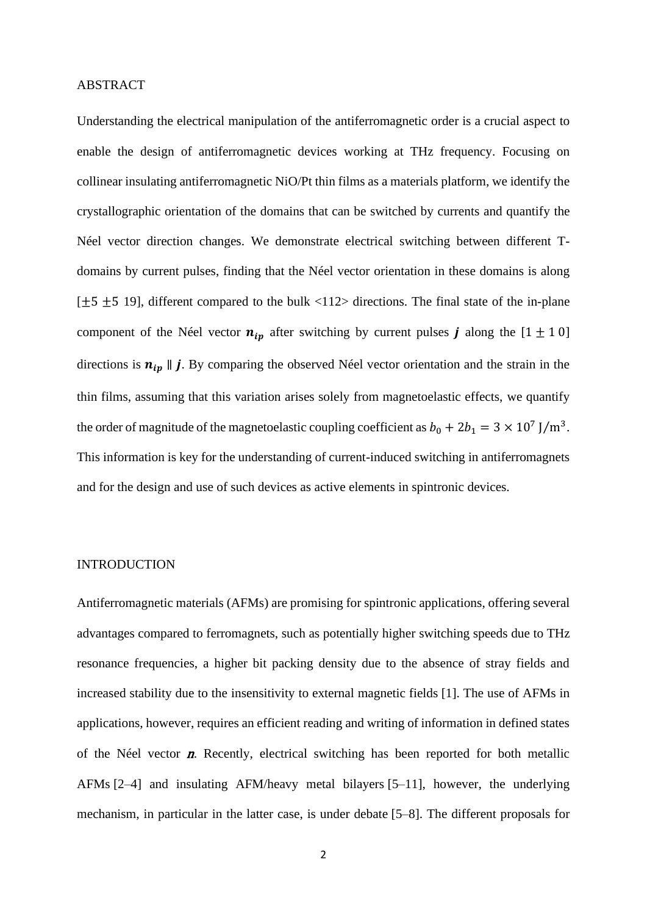## ABSTRACT

Understanding the electrical manipulation of the antiferromagnetic order is a crucial aspect to enable the design of antiferromagnetic devices working at THz frequency. Focusing on collinear insulating antiferromagnetic NiO/Pt thin films as a materials platform, we identify the crystallographic orientation of the domains that can be switched by currents and quantify the Néel vector direction changes. We demonstrate electrical switching between different T-domains by current pulses, finding that the Néel vector orientation in these domains is along [$\pm 5$ $\pm 5$ 19], different compared to the bulk <112> directions. The final state of the in-plane component of the Néel vector $\boldsymbol{n_{ip}}$ after switching by current pulses $\boldsymbol{j}$ along the [$1 \pm 1$ 0] directions is $\boldsymbol{n_{ip}} \parallel \boldsymbol{j}$. By comparing the observed Néel vector orientation and the strain in the thin films, assuming that this variation arises solely from magnetoelastic effects, we quantify the order of magnitude of the magnetoelastic coupling coefficient as $b_0 + 2b_1 = 3 \times 10^7$ J/m$^3$. This information is key for the understanding of current-induced switching in antiferromagnets and for the design and use of such devices as active elements in spintronic devices.

## INTRODUCTION

Antiferromagnetic materials (AFMs) are promising for spintronic applications, offering several advantages compared to ferromagnets, such as potentially higher switching speeds due to THz resonance frequencies, a higher bit packing density due to the absence of stray fields and increased stability due to the insensitivity to external magnetic fields [1]. The use of AFMs in applications, however, requires an efficient reading and writing of information in defined states of the Néel vector $\boldsymbol{n}$. Recently, electrical switching has been reported for both metallic AFMs [2–4] and insulating AFM/heavy metal bilayers [5–11], however, the underlying mechanism, in particular in the latter case, is under debate [5–8]. The different proposals for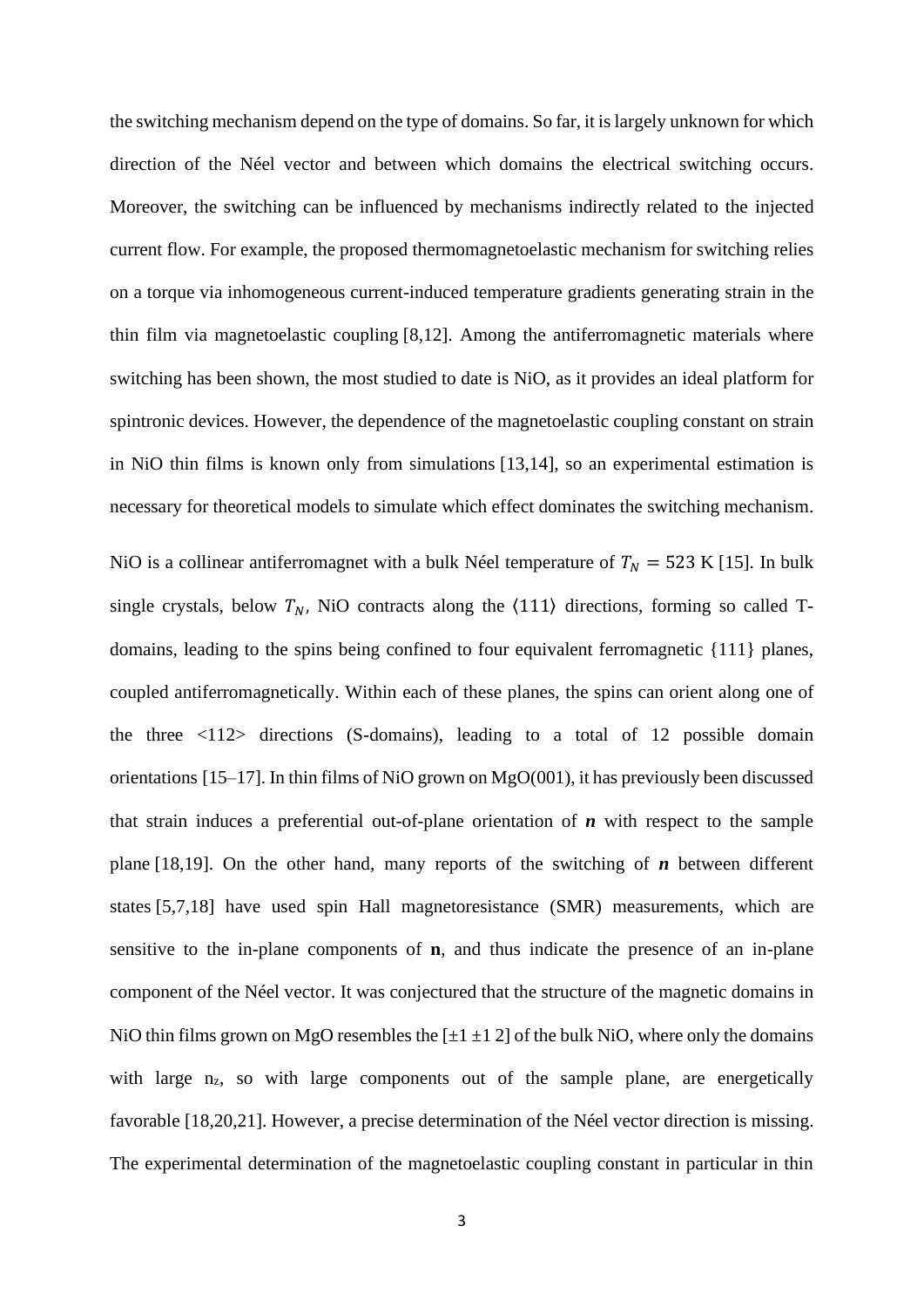the switching mechanism depend on the type of domains. So far, it is largely unknown for which direction of the Néel vector and between which domains the electrical switching occurs. Moreover, the switching can be influenced by mechanisms indirectly related to the injected current flow. For example, the proposed thermomagnetoelastic mechanism for switching relies on a torque via inhomogeneous current-induced temperature gradients generating strain in the thin film via magnetoelastic coupling [8,12]. Among the antiferromagnetic materials where switching has been shown, the most studied to date is NiO, as it provides an ideal platform for spintronic devices. However, the dependence of the magnetoelastic coupling constant on strain in NiO thin films is known only from simulations [13,14], so an experimental estimation is necessary for theoretical models to simulate which effect dominates the switching mechanism.

NiO is a collinear antiferromagnet with a bulk Néel temperature of $T_N = 523$ K [15]. In bulk single crystals, below $T_N$, NiO contracts along the $\langle 111 \rangle$ directions, forming so called T-domains, leading to the spins being confined to four equivalent ferromagnetic {111} planes, coupled antiferromagnetically. Within each of these planes, the spins can orient along one of the three <112> directions (S-domains), leading to a total of 12 possible domain orientations [15–17]. In thin films of NiO grown on MgO(001), it has previously been discussed that strain induces a preferential out-of-plane orientation of $\boldsymbol{n}$ with respect to the sample plane [18,19]. On the other hand, many reports of the switching of $\boldsymbol{n}$ between different states [5,7,18] have used spin Hall magnetoresistance (SMR) measurements, which are sensitive to the in-plane components of $\mathbf{n}$, and thus indicate the presence of an in-plane component of the Néel vector. It was conjectured that the structure of the magnetic domains in NiO thin films grown on MgO resembles the [±1 ±1 2] of the bulk NiO, where only the domains with large $n_z$, so with large components out of the sample plane, are energetically favorable [18,20,21]. However, a precise determination of the Néel vector direction is missing. The experimental determination of the magnetoelastic coupling constant in particular in thin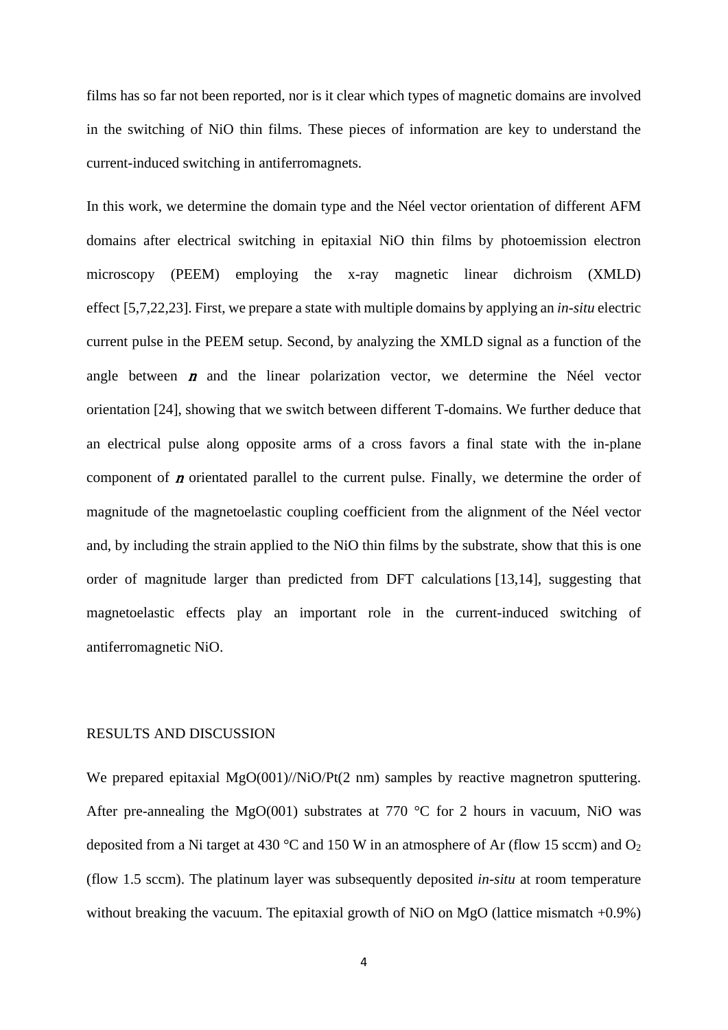films has so far not been reported, nor is it clear which types of magnetic domains are involved in the switching of NiO thin films. These pieces of information are key to understand the current-induced switching in antiferromagnets.

In this work, we determine the domain type and the Néel vector orientation of different AFM domains after electrical switching in epitaxial NiO thin films by photoemission electron microscopy (PEEM) employing the x-ray magnetic linear dichroism (XMLD) effect [5,7,22,23]. First, we prepare a state with multiple domains by applying an *in-situ* electric current pulse in the PEEM setup. Second, by analyzing the XMLD signal as a function of the angle between $\boldsymbol{n}$ and the linear polarization vector, we determine the Néel vector orientation [24], showing that we switch between different T-domains. We further deduce that an electrical pulse along opposite arms of a cross favors a final state with the in-plane component of $\boldsymbol{n}$ orientated parallel to the current pulse. Finally, we determine the order of magnitude of the magnetoelastic coupling coefficient from the alignment of the Néel vector and, by including the strain applied to the NiO thin films by the substrate, show that this is one order of magnitude larger than predicted from DFT calculations [13,14], suggesting that magnetoelastic effects play an important role in the current-induced switching of antiferromagnetic NiO.

## RESULTS AND DISCUSSION

We prepared epitaxial MgO(001)//NiO/Pt(2 nm) samples by reactive magnetron sputtering. After pre-annealing the MgO(001) substrates at 770 °C for 2 hours in vacuum, NiO was deposited from a Ni target at 430 °C and 150 W in an atmosphere of Ar (flow 15 sccm) and $O_2$ (flow 1.5 sccm). The platinum layer was subsequently deposited *in-situ* at room temperature without breaking the vacuum. The epitaxial growth of NiO on MgO (lattice mismatch +0.9%)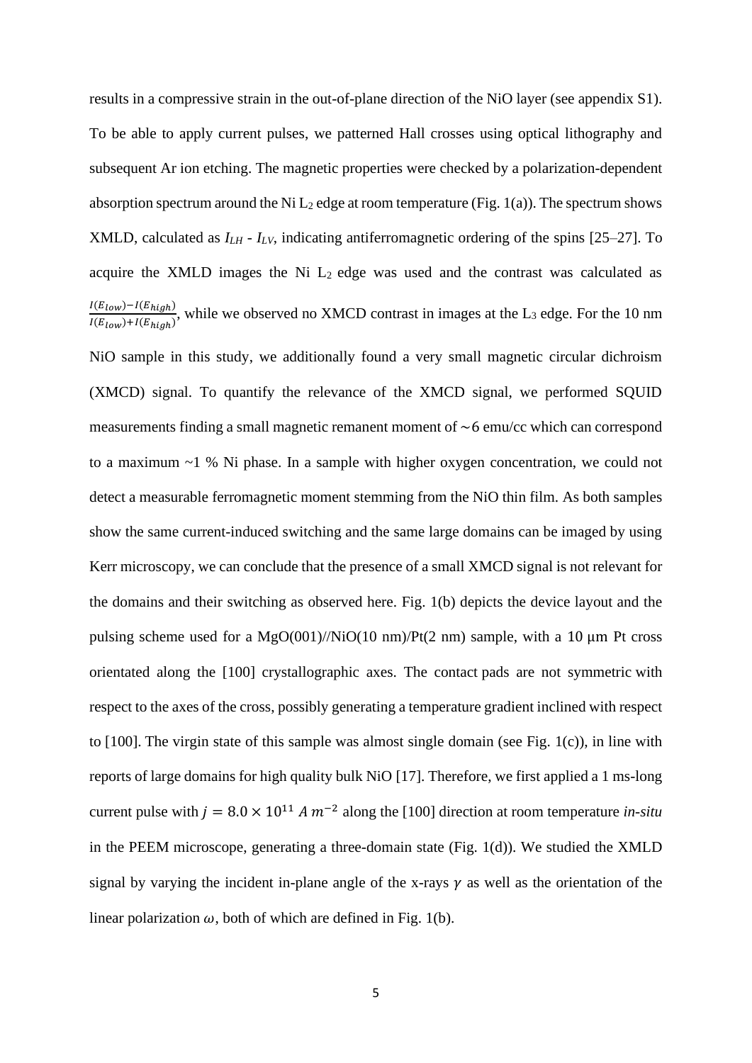results in a compressive strain in the out-of-plane direction of the NiO layer (see appendix S1). To be able to apply current pulses, we patterned Hall crosses using optical lithography and subsequent Ar ion etching. The magnetic properties were checked by a polarization-dependent absorption spectrum around the Ni $L_2$ edge at room temperature (Fig. 1(a)). The spectrum shows XMLD, calculated as $I_{LH}$ - $I_{LV}$, indicating antiferromagnetic ordering of the spins [25–27]. To acquire the XMLD images the Ni $L_2$ edge was used and the contrast was calculated as $\frac{I(E_{low})-I(E_{high})}{I(E_{low})+I(E_{high})}$, while we observed no XMCD contrast in images at the $L_3$ edge. For the 10 nm NiO sample in this study, we additionally found a very small magnetic circular dichroism (XMCD) signal. To quantify the relevance of the XMCD signal, we performed SQUID measurements finding a small magnetic remanent moment of $\sim$6 emu/cc which can correspond to a maximum ~1 % Ni phase. In a sample with higher oxygen concentration, we could not detect a measurable ferromagnetic moment stemming from the NiO thin film. As both samples show the same current-induced switching and the same large domains can be imaged by using Kerr microscopy, we can conclude that the presence of a small XMCD signal is not relevant for the domains and their switching as observed here. Fig. 1(b) depicts the device layout and the pulsing scheme used for a MgO(001)//NiO(10 nm)/Pt(2 nm) sample, with a 10 μm Pt cross orientated along the [100] crystallographic axes. The contact pads are not symmetric with respect to the axes of the cross, possibly generating a temperature gradient inclined with respect to [100]. The virgin state of this sample was almost single domain (see Fig. 1(c)), in line with reports of large domains for high quality bulk NiO [17]. Therefore, we first applied a 1 ms-long current pulse with $j = 8.0 \times 10^{11}\ A\ m^{-2}$ along the [100] direction at room temperature *in-situ* in the PEEM microscope, generating a three-domain state (Fig. 1(d)). We studied the XMLD signal by varying the incident in-plane angle of the x-rays $\gamma$ as well as the orientation of the linear polarization $\omega$, both of which are defined in Fig. 1(b).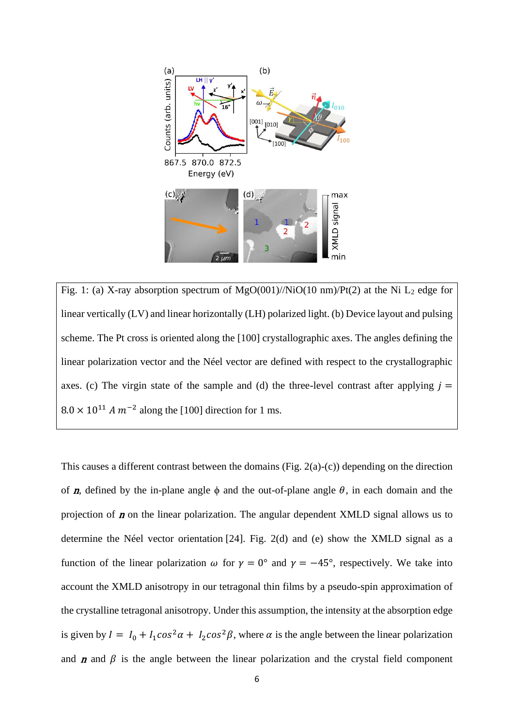Fig. 1: (a) X-ray absorption spectrum of MgO(001)//NiO(10 nm)/Pt(2) at the Ni $L_2$ edge for linear vertically (LV) and linear horizontally (LH) polarized light. (b) Device layout and pulsing scheme. The Pt cross is oriented along the [100] crystallographic axes. The angles defining the linear polarization vector and the Néel vector are defined with respect to the crystallographic axes. (c) The virgin state of the sample and (d) the three-level contrast after applying $j = 8.0 \times 10^{11}\ A\,m^{-2}$ along the [100] direction for 1 ms.

This causes a different contrast between the domains (Fig. 2(a)-(c)) depending on the direction of $\boldsymbol{n}$, defined by the in-plane angle $\phi$ and the out-of-plane angle $\theta$, in each domain and the projection of $\boldsymbol{n}$ on the linear polarization. The angular dependent XMLD signal allows us to determine the Néel vector orientation [24]. Fig. 2(d) and (e) show the XMLD signal as a function of the linear polarization $\omega$ for $\gamma = 0°$ and $\gamma = -45°$, respectively. We take into account the XMLD anisotropy in our tetragonal thin films by a pseudo-spin approximation of the crystalline tetragonal anisotropy. Under this assumption, the intensity at the absorption edge is given by $I = I_0 + I_1 cos^2\alpha + I_2 cos^2\beta$, where $\alpha$ is the angle between the linear polarization and $\boldsymbol{n}$ and $\beta$ is the angle between the linear polarization and the crystal field component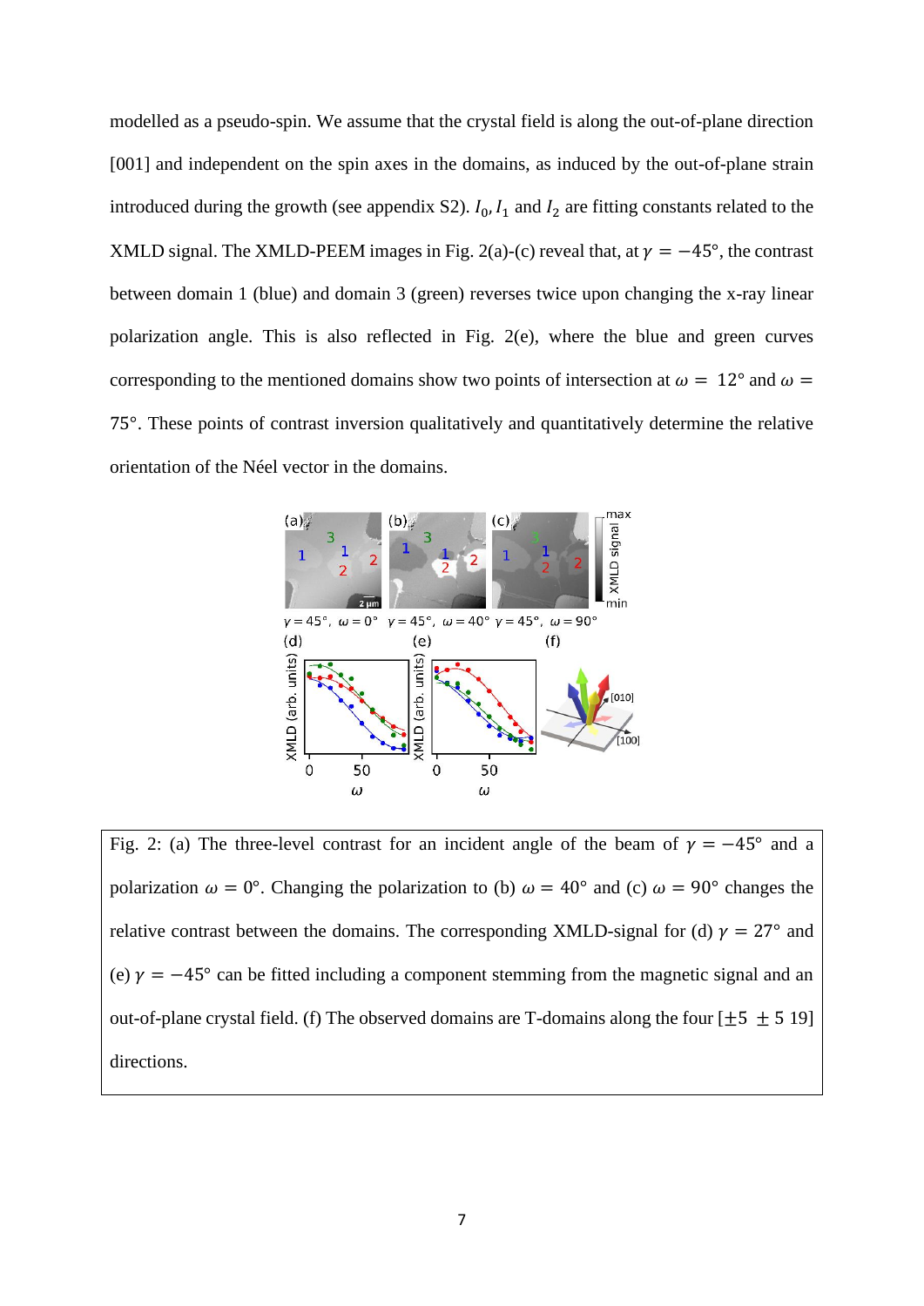modelled as a pseudo-spin. We assume that the crystal field is along the out-of-plane direction [001] and independent on the spin axes in the domains, as induced by the out-of-plane strain introduced during the growth (see appendix S2). $I_0$, $I_1$ and $I_2$ are fitting constants related to the XMLD signal. The XMLD-PEEM images in Fig. 2(a)-(c) reveal that, at $\gamma = -45°$, the contrast between domain 1 (blue) and domain 3 (green) reverses twice upon changing the x-ray linear polarization angle. This is also reflected in Fig. 2(e), where the blue and green curves corresponding to the mentioned domains show two points of intersection at $\omega = 12°$ and $\omega = 75°$. These points of contrast inversion qualitatively and quantitatively determine the relative orientation of the Néel vector in the domains.

Fig. 2: (a) The three-level contrast for an incident angle of the beam of $\gamma = -45°$ and a polarization $\omega = 0°$. Changing the polarization to (b) $\omega = 40°$ and (c) $\omega = 90°$ changes the relative contrast between the domains. The corresponding XMLD-signal for (d) $\gamma = 27°$ and (e) $\gamma = -45°$ can be fitted including a component stemming from the magnetic signal and an out-of-plane crystal field. (f) The observed domains are T-domains along the four [$\pm 5$ $\pm 5$ 19] directions.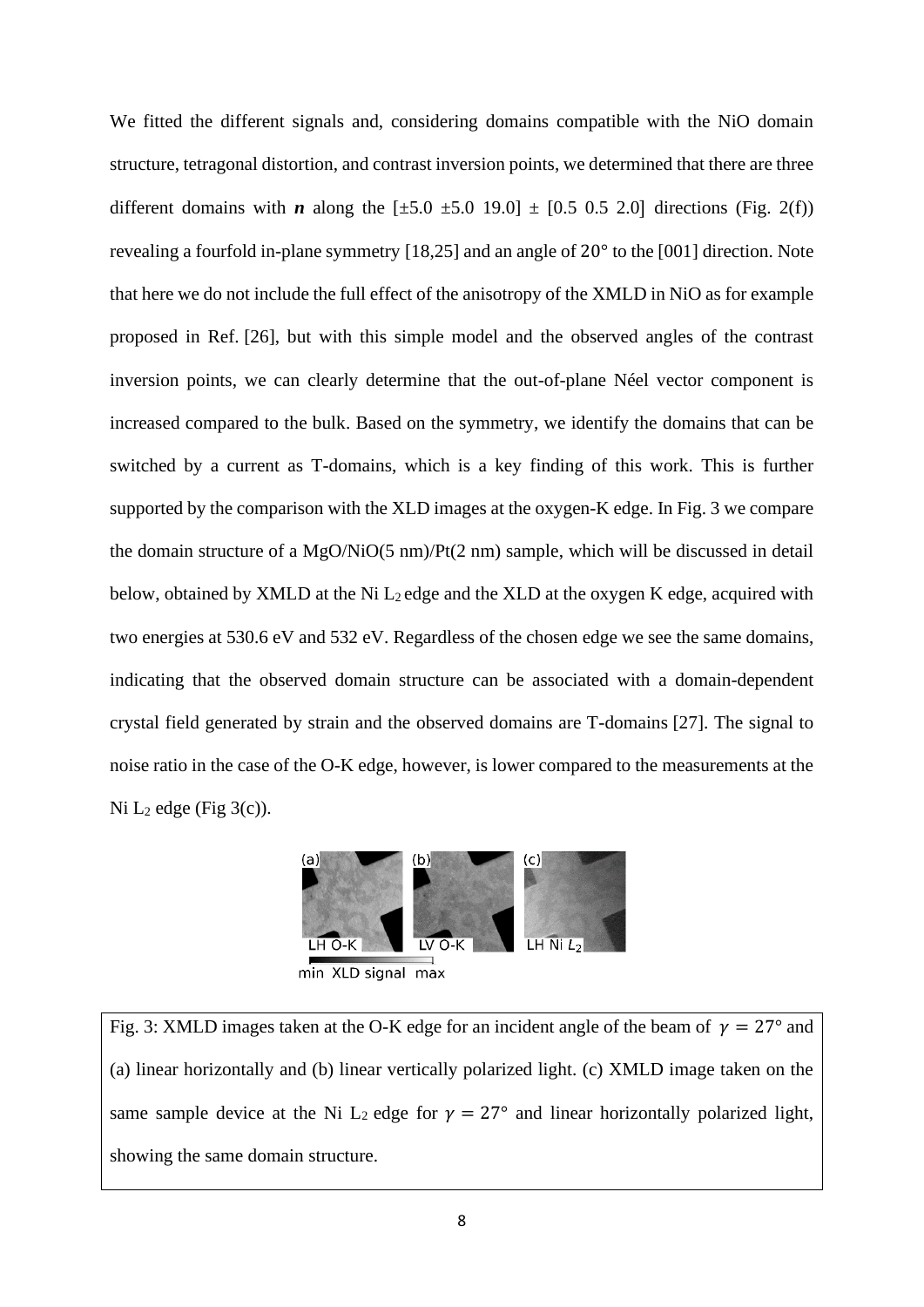We fitted the different signals and, considering domains compatible with the NiO domain structure, tetragonal distortion, and contrast inversion points, we determined that there are three different domains with ***n*** along the $[\pm 5.0\ \pm 5.0\ 19.0] \pm [0.5\ 0.5\ 2.0]$ directions (Fig. 2(f)) revealing a fourfold in-plane symmetry [18,25] and an angle of $20°$ to the [001] direction. Note that here we do not include the full effect of the anisotropy of the XMLD in NiO as for example proposed in Ref. [26], but with this simple model and the observed angles of the contrast inversion points, we can clearly determine that the out-of-plane Néel vector component is increased compared to the bulk. Based on the symmetry, we identify the domains that can be switched by a current as T-domains, which is a key finding of this work. This is further supported by the comparison with the XLD images at the oxygen-K edge. In Fig. 3 we compare the domain structure of a MgO/NiO(5 nm)/Pt(2 nm) sample, which will be discussed in detail below, obtained by XMLD at the Ni $L_2$ edge and the XLD at the oxygen K edge, acquired with two energies at 530.6 eV and 532 eV. Regardless of the chosen edge we see the same domains, indicating that the observed domain structure can be associated with a domain-dependent crystal field generated by strain and the observed domains are T-domains [27]. The signal to noise ratio in the case of the O-K edge, however, is lower compared to the measurements at the Ni $L_2$ edge (Fig 3(c)).

Fig. 3: XMLD images taken at the O-K edge for an incident angle of the beam of $\gamma = 27°$ and (a) linear horizontally and (b) linear vertically polarized light. (c) XMLD image taken on the same sample device at the Ni $L_2$ edge for $\gamma = 27°$ and linear horizontally polarized light, showing the same domain structure.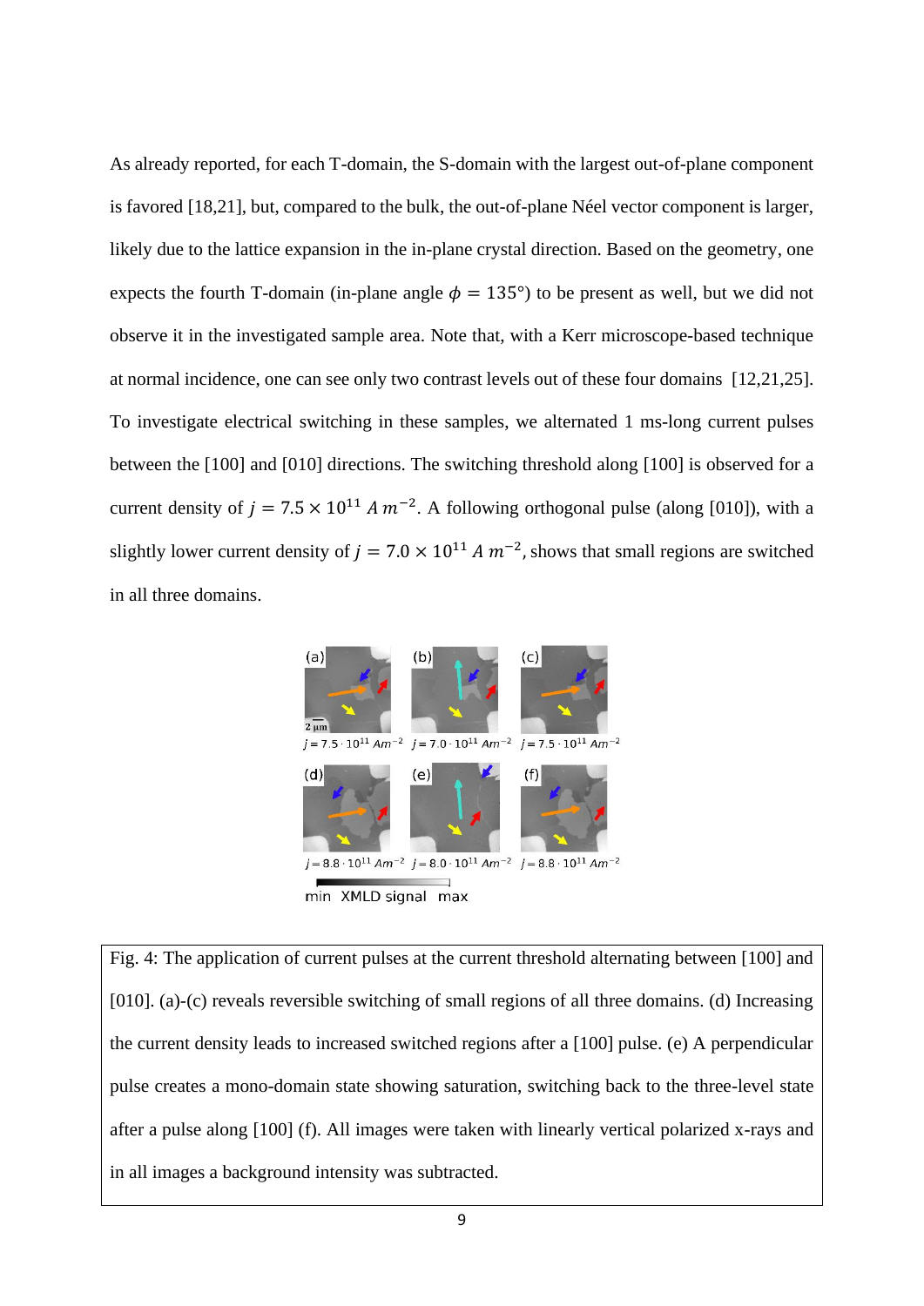As already reported, for each T-domain, the S-domain with the largest out-of-plane component is favored [18,21], but, compared to the bulk, the out-of-plane Néel vector component is larger, likely due to the lattice expansion in the in-plane crystal direction. Based on the geometry, one expects the fourth T-domain (in-plane angle $\phi = 135°$) to be present as well, but we did not observe it in the investigated sample area. Note that, with a Kerr microscope-based technique at normal incidence, one can see only two contrast levels out of these four domains [12,21,25]. To investigate electrical switching in these samples, we alternated 1 ms-long current pulses between the [100] and [010] directions. The switching threshold along [100] is observed for a current density of $j = 7.5 \times 10^{11}\ A\,m^{-2}$. A following orthogonal pulse (along [010]), with a slightly lower current density of $j = 7.0 \times 10^{11}\ A\,m^{-2}$, shows that small regions are switched in all three domains.

Fig. 4: The application of current pulses at the current threshold alternating between [100] and [010]. (a)-(c) reveals reversible switching of small regions of all three domains. (d) Increasing the current density leads to increased switched regions after a [100] pulse. (e) A perpendicular pulse creates a mono-domain state showing saturation, switching back to the three-level state after a pulse along [100] (f). All images were taken with linearly vertical polarized x-rays and in all images a background intensity was subtracted.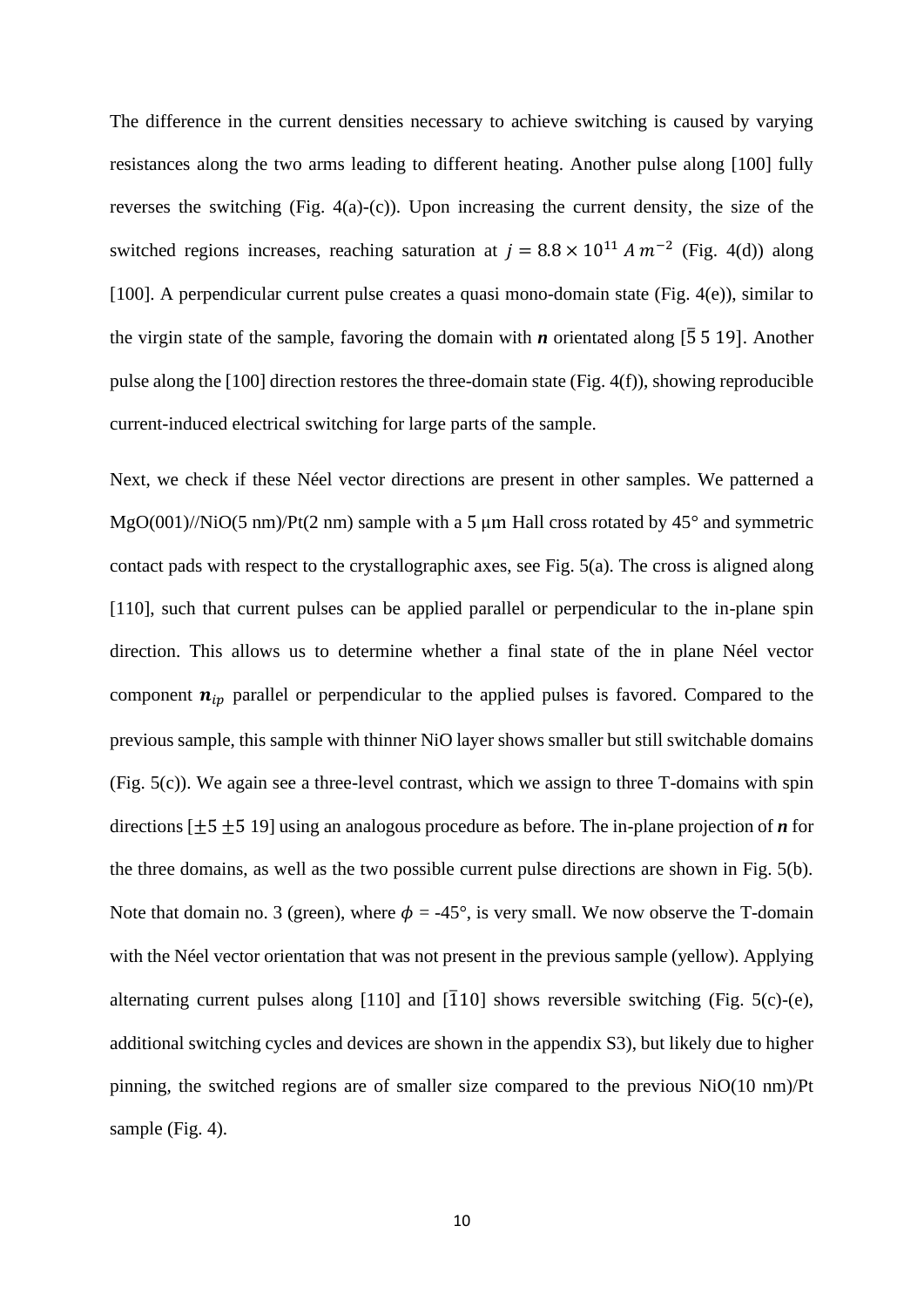The difference in the current densities necessary to achieve switching is caused by varying resistances along the two arms leading to different heating. Another pulse along [100] fully reverses the switching (Fig. 4(a)-(c)). Upon increasing the current density, the size of the switched regions increases, reaching saturation at $j = 8.8 \times 10^{11}\ A\,m^{-2}$ (Fig. 4(d)) along [100]. A perpendicular current pulse creates a quasi mono-domain state (Fig. 4(e)), similar to the virgin state of the sample, favoring the domain with $\boldsymbol{n}$ orientated along $[\bar{5}\ 5\ 19]$. Another pulse along the [100] direction restores the three-domain state (Fig. 4(f)), showing reproducible current-induced electrical switching for large parts of the sample.

Next, we check if these Néel vector directions are present in other samples. We patterned a MgO(001)//NiO(5 nm)/Pt(2 nm) sample with a 5 μm Hall cross rotated by 45° and symmetric contact pads with respect to the crystallographic axes, see Fig. 5(a). The cross is aligned along [110], such that current pulses can be applied parallel or perpendicular to the in-plane spin direction. This allows us to determine whether a final state of the in plane Néel vector component $\boldsymbol{n}_{ip}$ parallel or perpendicular to the applied pulses is favored. Compared to the previous sample, this sample with thinner NiO layer shows smaller but still switchable domains (Fig. 5(c)). We again see a three-level contrast, which we assign to three T-domains with spin directions $[\pm 5\ \pm 5\ 19]$ using an analogous procedure as before. The in-plane projection of $\boldsymbol{n}$ for the three domains, as well as the two possible current pulse directions are shown in Fig. 5(b). Note that domain no. 3 (green), where $\phi$ = -45°, is very small. We now observe the T-domain with the Néel vector orientation that was not present in the previous sample (yellow). Applying alternating current pulses along [110] and $[\bar{1}10]$ shows reversible switching (Fig. 5(c)-(e), additional switching cycles and devices are shown in the appendix S3), but likely due to higher pinning, the switched regions are of smaller size compared to the previous NiO(10 nm)/Pt sample (Fig. 4).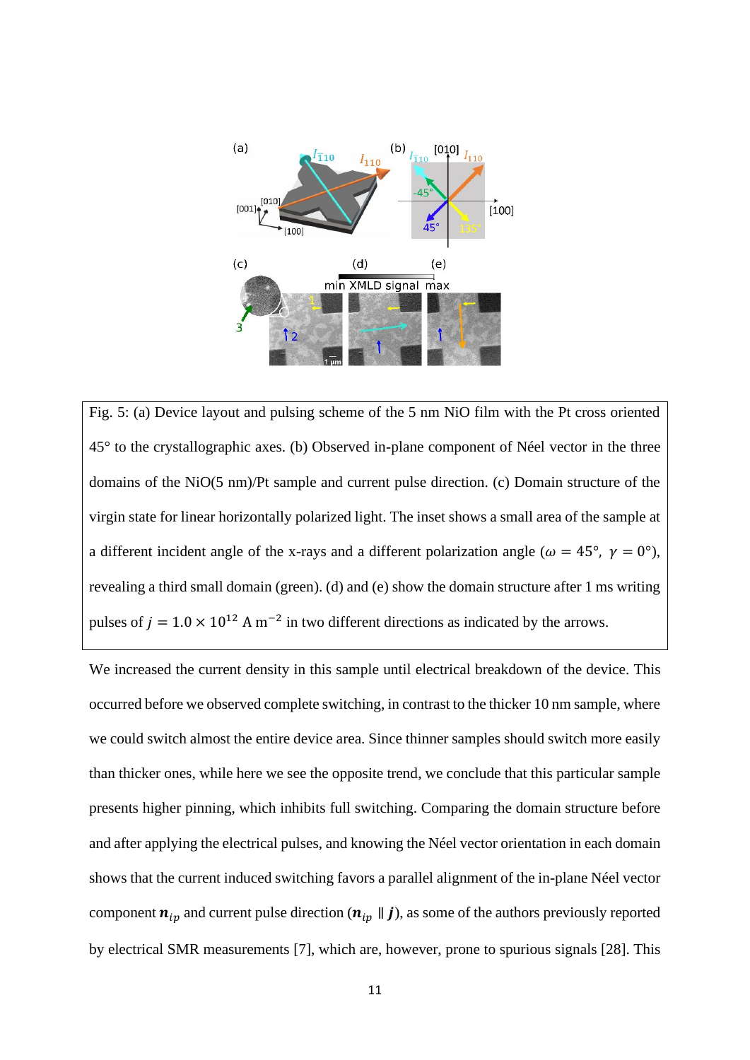Fig. 5: (a) Device layout and pulsing scheme of the 5 nm NiO film with the Pt cross oriented 45° to the crystallographic axes. (b) Observed in-plane component of Néel vector in the three domains of the NiO(5 nm)/Pt sample and current pulse direction. (c) Domain structure of the virgin state for linear horizontally polarized light. The inset shows a small area of the sample at a different incident angle of the x-rays and a different polarization angle ($\omega = 45°,\ \gamma = 0°$), revealing a third small domain (green). (d) and (e) show the domain structure after 1 ms writing pulses of $j = 1.0 \times 10^{12}$ A m$^{-2}$ in two different directions as indicated by the arrows.

We increased the current density in this sample until electrical breakdown of the device. This occurred before we observed complete switching, in contrast to the thicker 10 nm sample, where we could switch almost the entire device area. Since thinner samples should switch more easily than thicker ones, while here we see the opposite trend, we conclude that this particular sample presents higher pinning, which inhibits full switching. Comparing the domain structure before and after applying the electrical pulses, and knowing the Néel vector orientation in each domain shows that the current induced switching favors a parallel alignment of the in-plane Néel vector component $\boldsymbol{n}_{ip}$ and current pulse direction ($\boldsymbol{n}_{ip} \parallel \boldsymbol{j}$), as some of the authors previously reported by electrical SMR measurements [7], which are, however, prone to spurious signals [28]. This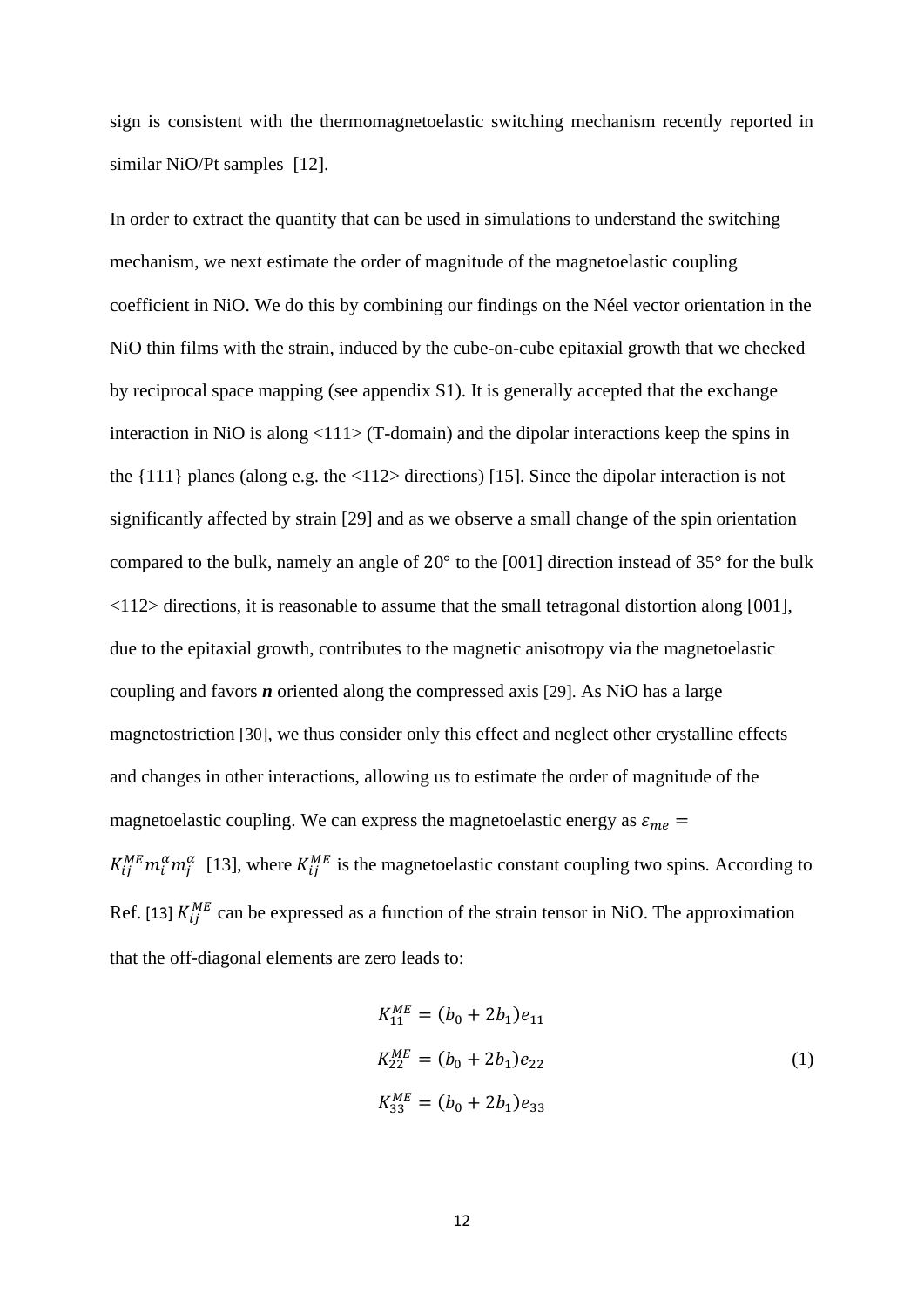sign is consistent with the thermomagnetoelastic switching mechanism recently reported in similar NiO/Pt samples [12].

In order to extract the quantity that can be used in simulations to understand the switching mechanism, we next estimate the order of magnitude of the magnetoelastic coupling coefficient in NiO. We do this by combining our findings on the Néel vector orientation in the NiO thin films with the strain, induced by the cube-on-cube epitaxial growth that we checked by reciprocal space mapping (see appendix S1). It is generally accepted that the exchange interaction in NiO is along <111> (T-domain) and the dipolar interactions keep the spins in the {111} planes (along e.g. the <112> directions) [15]. Since the dipolar interaction is not significantly affected by strain [29] and as we observe a small change of the spin orientation compared to the bulk, namely an angle of 20° to the [001] direction instead of 35° for the bulk <112> directions, it is reasonable to assume that the small tetragonal distortion along [001], due to the epitaxial growth, contributes to the magnetic anisotropy via the magnetoelastic coupling and favors ***n*** oriented along the compressed axis [29]. As NiO has a large magnetostriction [30], we thus consider only this effect and neglect other crystalline effects and changes in other interactions, allowing us to estimate the order of magnitude of the magnetoelastic coupling. We can express the magnetoelastic energy as $\varepsilon_{me} = K_{ij}^{ME} m_i^\alpha m_j^\alpha$ [13], where $K_{ij}^{ME}$ is the magnetoelastic constant coupling two spins. According to Ref. [13] $K_{ij}^{ME}$ can be expressed as a function of the strain tensor in NiO. The approximation that the off-diagonal elements are zero leads to:

$$
\begin{aligned}
K_{11}^{ME} &= (b_0 + 2b_1)e_{11} \\
K_{22}^{ME} &= (b_0 + 2b_1)e_{22} \\
K_{33}^{ME} &= (b_0 + 2b_1)e_{33}
\end{aligned}
\tag{1}
$$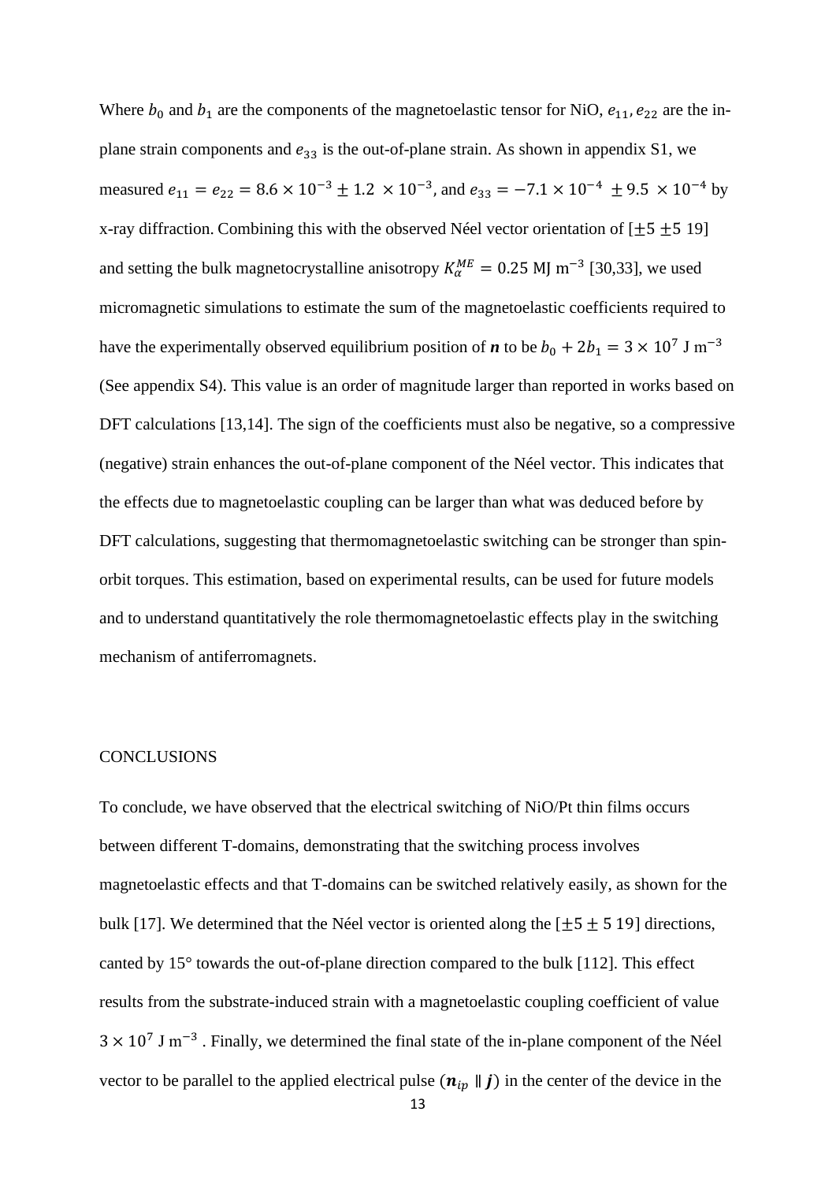Where $b_0$ and $b_1$ are the components of the magnetoelastic tensor for NiO, $e_{11}, e_{22}$ are the in-plane strain components and $e_{33}$ is the out-of-plane strain. As shown in appendix S1, we measured $e_{11} = e_{22} = 8.6 \times 10^{-3} \pm 1.2 \times 10^{-3}$, and $e_{33} = -7.1 \times 10^{-4} \pm 9.5 \times 10^{-4}$ by x-ray diffraction. Combining this with the observed Néel vector orientation of $[\pm 5 \pm 5\ 19]$ and setting the bulk magnetocrystalline anisotropy $K_{\alpha}^{ME} = 0.25$ MJ m$^{-3}$ [30,33], we used micromagnetic simulations to estimate the sum of the magnetoelastic coefficients required to have the experimentally observed equilibrium position of $\boldsymbol{n}$ to be $b_0 + 2b_1 = 3 \times 10^7$ J m$^{-3}$ (See appendix S4). This value is an order of magnitude larger than reported in works based on DFT calculations [13,14]. The sign of the coefficients must also be negative, so a compressive (negative) strain enhances the out-of-plane component of the Néel vector. This indicates that the effects due to magnetoelastic coupling can be larger than what was deduced before by DFT calculations, suggesting that thermomagnetoelastic switching can be stronger than spin-orbit torques. This estimation, based on experimental results, can be used for future models and to understand quantitatively the role thermomagnetoelastic effects play in the switching mechanism of antiferromagnets.

## CONCLUSIONS

To conclude, we have observed that the electrical switching of NiO/Pt thin films occurs between different T-domains, demonstrating that the switching process involves magnetoelastic effects and that T-domains can be switched relatively easily, as shown for the bulk [17]. We determined that the Néel vector is oriented along the $[\pm 5 \pm 5\ 19]$ directions, canted by 15° towards the out-of-plane direction compared to the bulk [112]. This effect results from the substrate-induced strain with a magnetoelastic coupling coefficient of value $3 \times 10^7$ J m$^{-3}$ . Finally, we determined the final state of the in-plane component of the Néel vector to be parallel to the applied electrical pulse ($\boldsymbol{n}_{ip} \parallel \boldsymbol{j}$) in the center of the device in the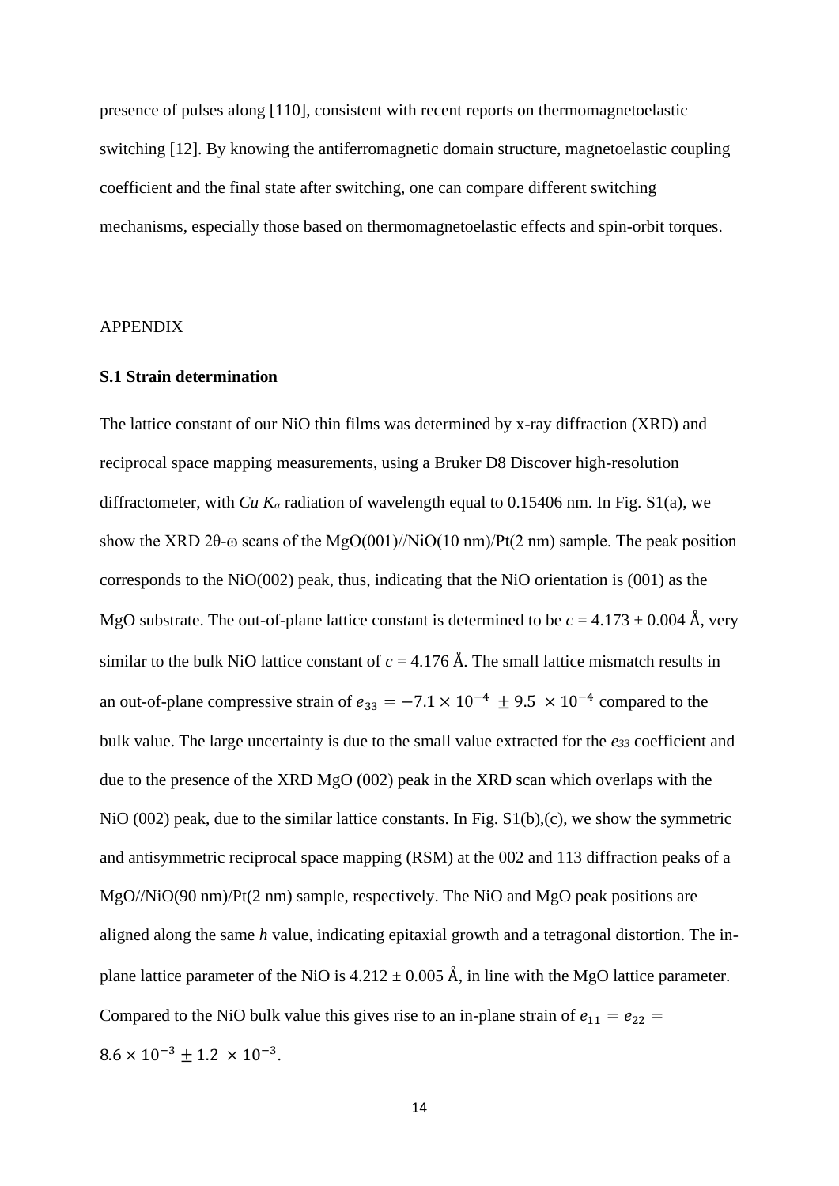presence of pulses along [110], consistent with recent reports on thermomagnetoelastic switching [12]. By knowing the antiferromagnetic domain structure, magnetoelastic coupling coefficient and the final state after switching, one can compare different switching mechanisms, especially those based on thermomagnetoelastic effects and spin-orbit torques.

APPENDIX

**S.1 Strain determination**

The lattice constant of our NiO thin films was determined by x-ray diffraction (XRD) and reciprocal space mapping measurements, using a Bruker D8 Discover high-resolution diffractometer, with *Cu* $K_\alpha$ radiation of wavelength equal to 0.15406 nm. In Fig. S1(a), we show the XRD 2θ-ω scans of the MgO(001)//NiO(10 nm)/Pt(2 nm) sample. The peak position corresponds to the NiO(002) peak, thus, indicating that the NiO orientation is (001) as the MgO substrate. The out-of-plane lattice constant is determined to be $c = 4.173 \pm 0.004$ Å, very similar to the bulk NiO lattice constant of $c = 4.176$ Å. The small lattice mismatch results in an out-of-plane compressive strain of $e_{33} = -7.1 \times 10^{-4} \pm 9.5 \times 10^{-4}$ compared to the bulk value. The large uncertainty is due to the small value extracted for the $e_{33}$ coefficient and due to the presence of the XRD MgO (002) peak in the XRD scan which overlaps with the NiO (002) peak, due to the similar lattice constants. In Fig. S1(b),(c), we show the symmetric and antisymmetric reciprocal space mapping (RSM) at the 002 and 113 diffraction peaks of a MgO//NiO(90 nm)/Pt(2 nm) sample, respectively. The NiO and MgO peak positions are aligned along the same *h* value, indicating epitaxial growth and a tetragonal distortion. The in-plane lattice parameter of the NiO is $4.212 \pm 0.005$ Å, in line with the MgO lattice parameter. Compared to the NiO bulk value this gives rise to an in-plane strain of $e_{11} = e_{22} = 8.6 \times 10^{-3} \pm 1.2 \times 10^{-3}$.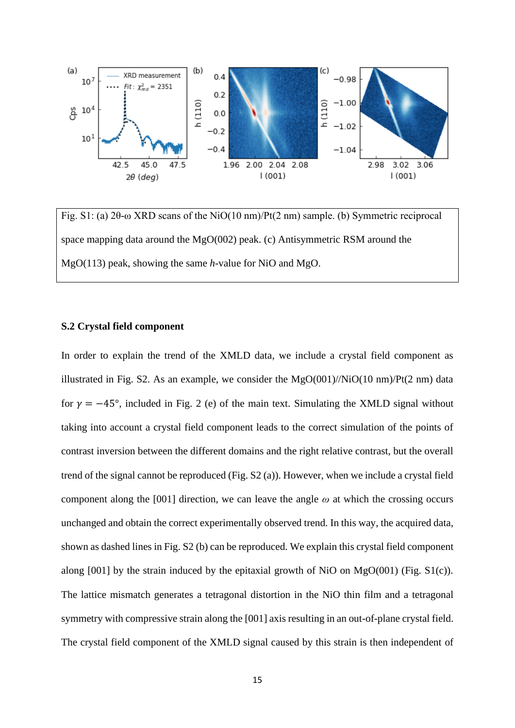Fig. S1: (a) 2θ-ω XRD scans of the NiO(10 nm)/Pt(2 nm) sample. (b) Symmetric reciprocal space mapping data around the MgO(002) peak. (c) Antisymmetric RSM around the MgO(113) peak, showing the same *h*-value for NiO and MgO.

### S.2 Crystal field component

In order to explain the trend of the XMLD data, we include a crystal field component as illustrated in Fig. S2. As an example, we consider the MgO(001)//NiO(10 nm)/Pt(2 nm) data for $\gamma = -45°$, included in Fig. 2 (e) of the main text. Simulating the XMLD signal without taking into account a crystal field component leads to the correct simulation of the points of contrast inversion between the different domains and the right relative contrast, but the overall trend of the signal cannot be reproduced (Fig. S2 (a)). However, when we include a crystal field component along the [001] direction, we can leave the angle $\omega$ at which the crossing occurs unchanged and obtain the correct experimentally observed trend. In this way, the acquired data, shown as dashed lines in Fig. S2 (b) can be reproduced. We explain this crystal field component along [001] by the strain induced by the epitaxial growth of NiO on MgO(001) (Fig. S1(c)). The lattice mismatch generates a tetragonal distortion in the NiO thin film and a tetragonal symmetry with compressive strain along the [001] axis resulting in an out-of-plane crystal field. The crystal field component of the XMLD signal caused by this strain is then independent of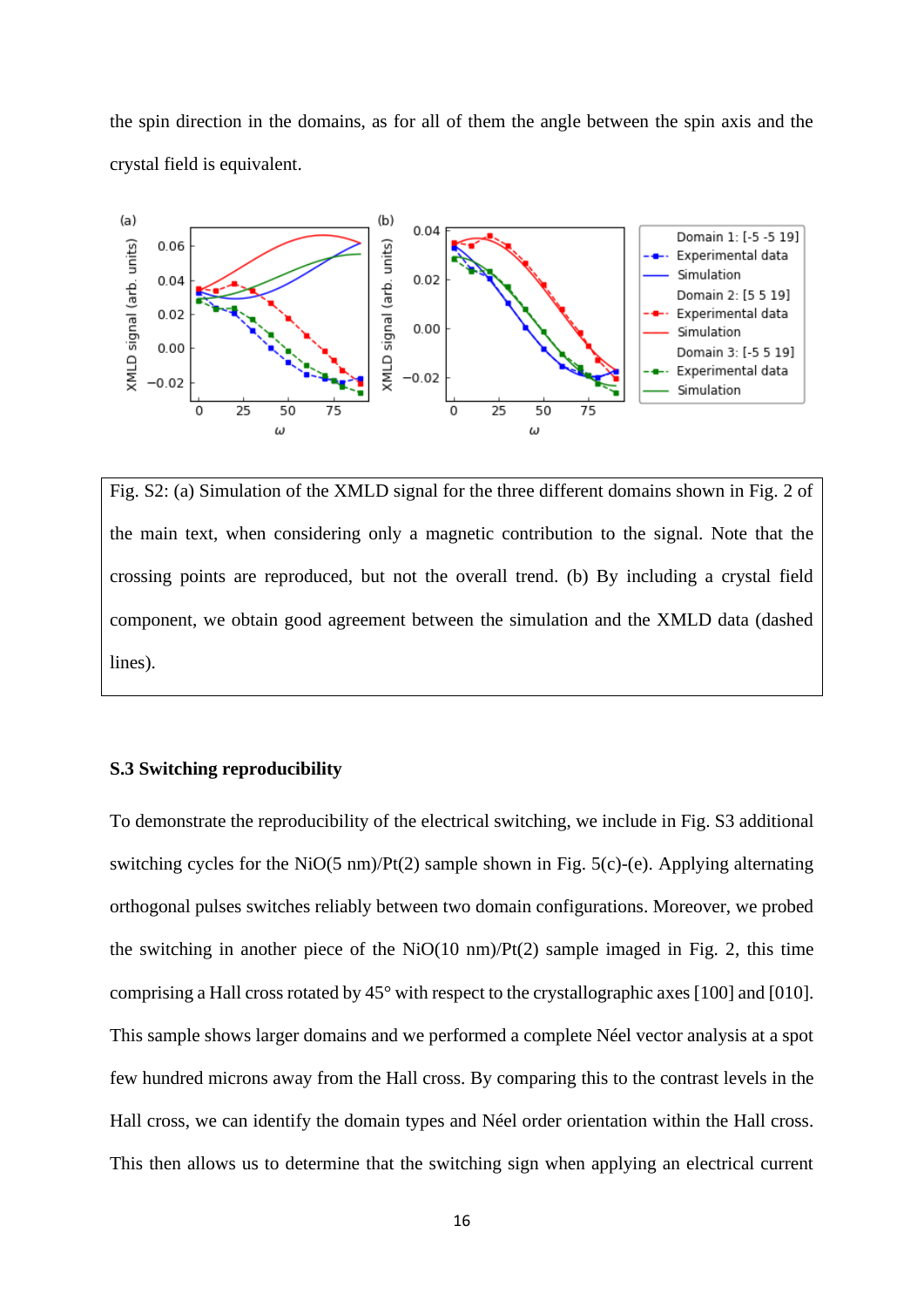the spin direction in the domains, as for all of them the angle between the spin axis and the crystal field is equivalent.

Fig. S2: (a) Simulation of the XMLD signal for the three different domains shown in Fig. 2 of the main text, when considering only a magnetic contribution to the signal. Note that the crossing points are reproduced, but not the overall trend. (b) By including a crystal field component, we obtain good agreement between the simulation and the XMLD data (dashed lines).

### S.3 Switching reproducibility

To demonstrate the reproducibility of the electrical switching, we include in Fig. S3 additional switching cycles for the NiO(5 nm)/Pt(2) sample shown in Fig. 5(c)-(e). Applying alternating orthogonal pulses switches reliably between two domain configurations. Moreover, we probed the switching in another piece of the NiO(10 nm)/Pt(2) sample imaged in Fig. 2, this time comprising a Hall cross rotated by 45° with respect to the crystallographic axes [100] and [010]. This sample shows larger domains and we performed a complete Néel vector analysis at a spot few hundred microns away from the Hall cross. By comparing this to the contrast levels in the Hall cross, we can identify the domain types and Néel order orientation within the Hall cross. This then allows us to determine that the switching sign when applying an electrical current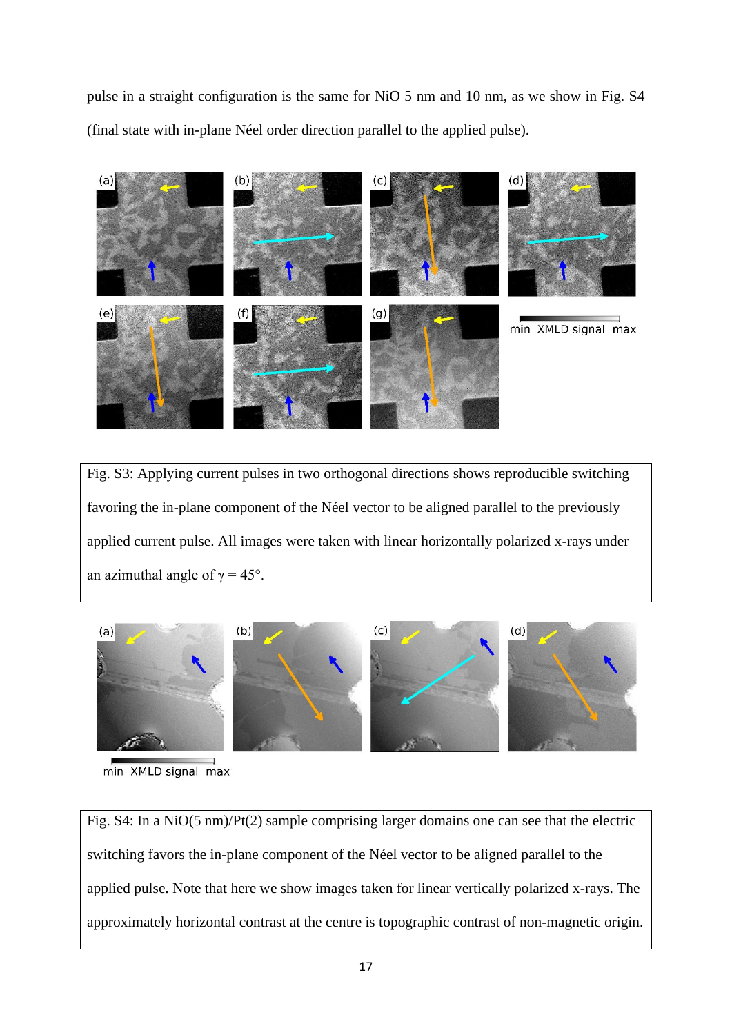pulse in a straight configuration is the same for NiO 5 nm and 10 nm, as we show in Fig. S4 (final state with in-plane Néel order direction parallel to the applied pulse).

Fig. S3: Applying current pulses in two orthogonal directions shows reproducible switching favoring the in-plane component of the Néel vector to be aligned parallel to the previously applied current pulse. All images were taken with linear horizontally polarized x-rays under an azimuthal angle of $\gamma = 45°$.

Fig. S4: In a NiO(5 nm)/Pt(2) sample comprising larger domains one can see that the electric switching favors the in-plane component of the Néel vector to be aligned parallel to the applied pulse. Note that here we show images taken for linear vertically polarized x-rays. The approximately horizontal contrast at the centre is topographic contrast of non-magnetic origin.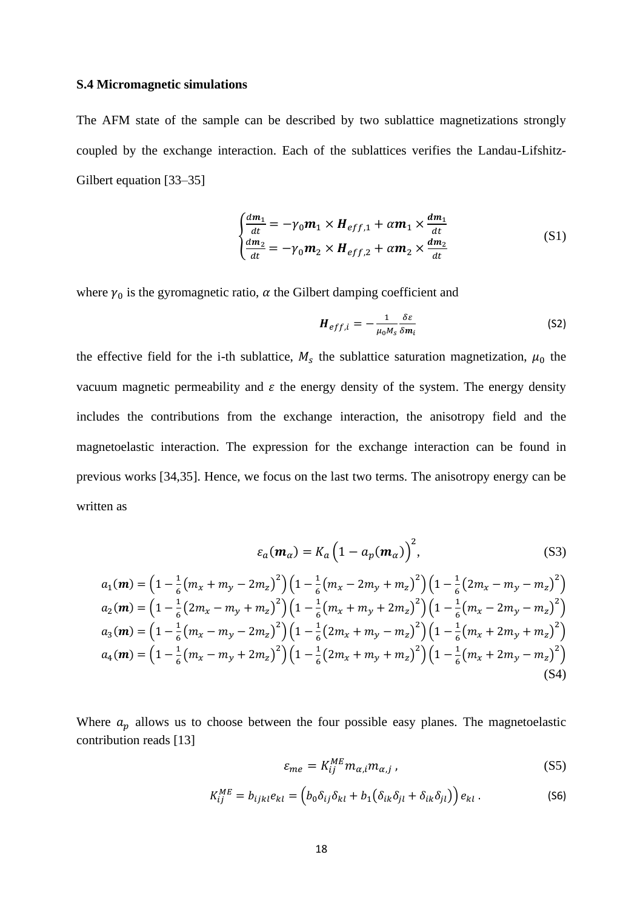**S.4 Micromagnetic simulations**

The AFM state of the sample can be described by two sublattice magnetizations strongly coupled by the exchange interaction. Each of the sublattices verifies the Landau-Lifshitz-Gilbert equation [33–35]

$$\begin{cases} \frac{d\boldsymbol{m}_1}{dt} = -\gamma_0 \boldsymbol{m}_1 \times \boldsymbol{H}_{eff,1} + \alpha \boldsymbol{m}_1 \times \frac{d\boldsymbol{m}_1}{dt} \\ \frac{d\boldsymbol{m}_2}{dt} = -\gamma_0 \boldsymbol{m}_2 \times \boldsymbol{H}_{eff,2} + \alpha \boldsymbol{m}_2 \times \frac{d\boldsymbol{m}_2}{dt} \end{cases} \tag{S1}$$

where $\gamma_0$ is the gyromagnetic ratio, $\alpha$ the Gilbert damping coefficient and

$$\boldsymbol{H}_{eff,i} = -\frac{1}{\mu_0 M_s} \frac{\delta \varepsilon}{\delta \boldsymbol{m}_i} \tag{S2}$$

the effective field for the i-th sublattice, $M_s$ the sublattice saturation magnetization, $\mu_0$ the vacuum magnetic permeability and $\varepsilon$ the energy density of the system. The energy density includes the contributions from the exchange interaction, the anisotropy field and the magnetoelastic interaction. The expression for the exchange interaction can be found in previous works [34,35]. Hence, we focus on the last two terms. The anisotropy energy can be written as

$$\varepsilon_a(\boldsymbol{m}_\alpha) = K_a \left(1 - a_p(\boldsymbol{m}_\alpha)\right)^2, \tag{S3}$$

$$\begin{aligned}
a_1(\boldsymbol{m}) &= \left(1 - \tfrac{1}{6}\left(m_x + m_y - 2m_z\right)^2\right)\left(1 - \tfrac{1}{6}\left(m_x - 2m_y + m_z\right)^2\right)\left(1 - \tfrac{1}{6}\left(2m_x - m_y - m_z\right)^2\right) \\
a_2(\boldsymbol{m}) &= \left(1 - \tfrac{1}{6}\left(2m_x - m_y + m_z\right)^2\right)\left(1 - \tfrac{1}{6}\left(m_x + m_y + 2m_z\right)^2\right)\left(1 - \tfrac{1}{6}\left(m_x - 2m_y - m_z\right)^2\right) \\
a_3(\boldsymbol{m}) &= \left(1 - \tfrac{1}{6}\left(m_x - m_y - 2m_z\right)^2\right)\left(1 - \tfrac{1}{6}\left(2m_x + m_y - m_z\right)^2\right)\left(1 - \tfrac{1}{6}\left(m_x + 2m_y + m_z\right)^2\right) \\
a_4(\boldsymbol{m}) &= \left(1 - \tfrac{1}{6}\left(m_x - m_y + 2m_z\right)^2\right)\left(1 - \tfrac{1}{6}\left(2m_x + m_y + m_z\right)^2\right)\left(1 - \tfrac{1}{6}\left(m_x + 2m_y - m_z\right)^2\right)
\end{aligned} \tag{S4}$$

Where $a_p$ allows us to choose between the four possible easy planes. The magnetoelastic contribution reads [13]

$$\varepsilon_{me} = K_{ij}^{ME} m_{\alpha,i} m_{\alpha,j} \,, \tag{S5}$$

$$K_{ij}^{ME} = b_{ijkl} e_{kl} = \left(b_0 \delta_{ij} \delta_{kl} + b_1\left(\delta_{ik}\delta_{jl} + \delta_{ik}\delta_{jl}\right)\right) e_{kl} \,. \tag{S6}$$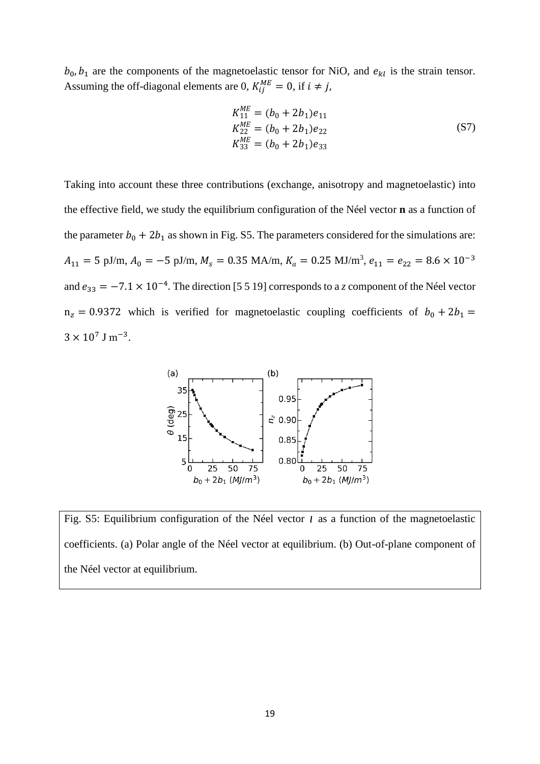$b_0, b_1$ are the components of the magnetoelastic tensor for NiO, and $e_{kl}$ is the strain tensor. Assuming the off-diagonal elements are 0, $K_{ij}^{ME} = 0$, if $i \neq j$,

$$
\begin{aligned}
K_{11}^{ME} &= (b_0 + 2b_1)e_{11} \\
K_{22}^{ME} &= (b_0 + 2b_1)e_{22} \\
K_{33}^{ME} &= (b_0 + 2b_1)e_{33}
\end{aligned}
\tag{S7}
$$

Taking into account these three contributions (exchange, anisotropy and magnetoelastic) into the effective field, we study the equilibrium configuration of the Néel vector **n** as a function of the parameter $b_0 + 2b_1$ as shown in Fig. S5. The parameters considered for the simulations are: $A_{11} = 5$ pJ/m, $A_0 = -5$ pJ/m, $M_s = 0.35$ MA/m, $K_a = 0.25$ MJ/m$^3$, $e_{11} = e_{22} = 8.6 \times 10^{-3}$ and $e_{33} = -7.1 \times 10^{-4}$. The direction [5 5 19] corresponds to a *z* component of the Néel vector $n_z = 0.9372$ which is verified for magnetoelastic coupling coefficients of $b_0 + 2b_1 = 3 \times 10^7$ J m$^{-3}$.

Fig. S5: Equilibrium configuration of the Néel vector $l$ as a function of the magnetoelastic coefficients. (a) Polar angle of the Néel vector at equilibrium. (b) Out-of-plane component of the Néel vector at equilibrium.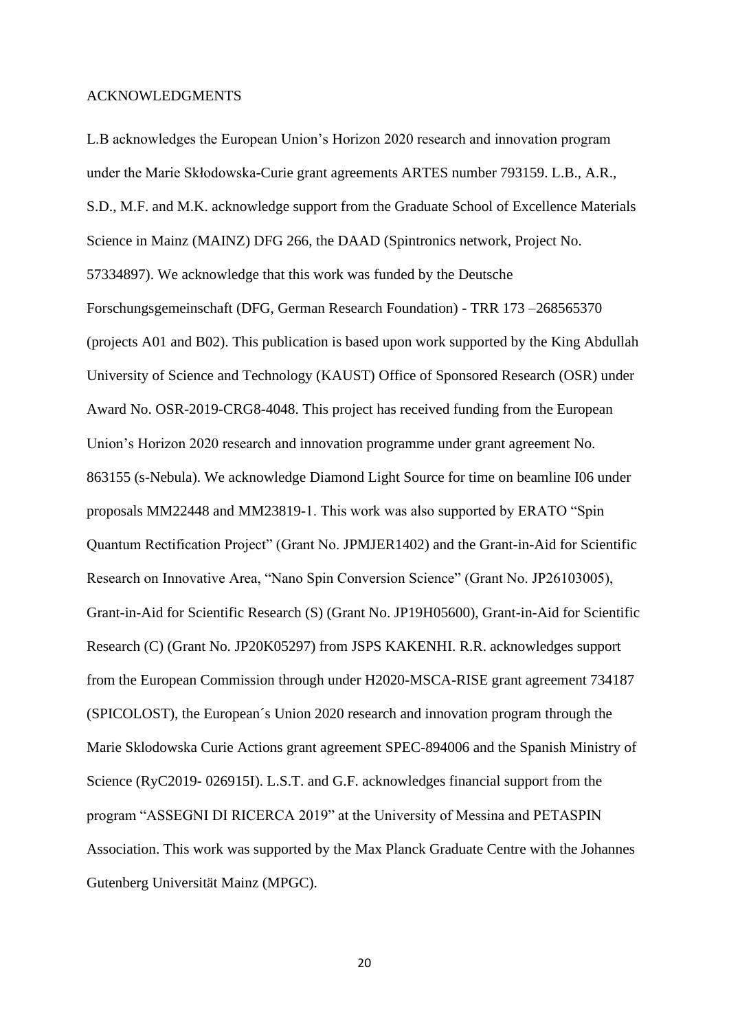## ACKNOWLEDGMENTS

L.B acknowledges the European Union's Horizon 2020 research and innovation program under the Marie Skłodowska-Curie grant agreements ARTES number 793159. L.B., A.R., S.D., M.F. and M.K. acknowledge support from the Graduate School of Excellence Materials Science in Mainz (MAINZ) DFG 266, the DAAD (Spintronics network, Project No. 57334897). We acknowledge that this work was funded by the Deutsche Forschungsgemeinschaft (DFG, German Research Foundation) - TRR 173 –268565370 (projects A01 and B02). This publication is based upon work supported by the King Abdullah University of Science and Technology (KAUST) Office of Sponsored Research (OSR) under Award No. OSR-2019-CRG8-4048. This project has received funding from the European Union's Horizon 2020 research and innovation programme under grant agreement No. 863155 (s-Nebula). We acknowledge Diamond Light Source for time on beamline I06 under proposals MM22448 and MM23819-1. This work was also supported by ERATO "Spin Quantum Rectification Project" (Grant No. JPMJER1402) and the Grant-in-Aid for Scientific Research on Innovative Area, "Nano Spin Conversion Science" (Grant No. JP26103005), Grant-in-Aid for Scientific Research (S) (Grant No. JP19H05600), Grant-in-Aid for Scientific Research (C) (Grant No. JP20K05297) from JSPS KAKENHI. R.R. acknowledges support from the European Commission through under H2020-MSCA-RISE grant agreement 734187 (SPICOLOST), the European´s Union 2020 research and innovation program through the Marie Sklodowska Curie Actions grant agreement SPEC-894006 and the Spanish Ministry of Science (RyC2019- 026915I). L.S.T. and G.F. acknowledges financial support from the program "ASSEGNI DI RICERCA 2019" at the University of Messina and PETASPIN Association. This work was supported by the Max Planck Graduate Centre with the Johannes Gutenberg Universität Mainz (MPGC).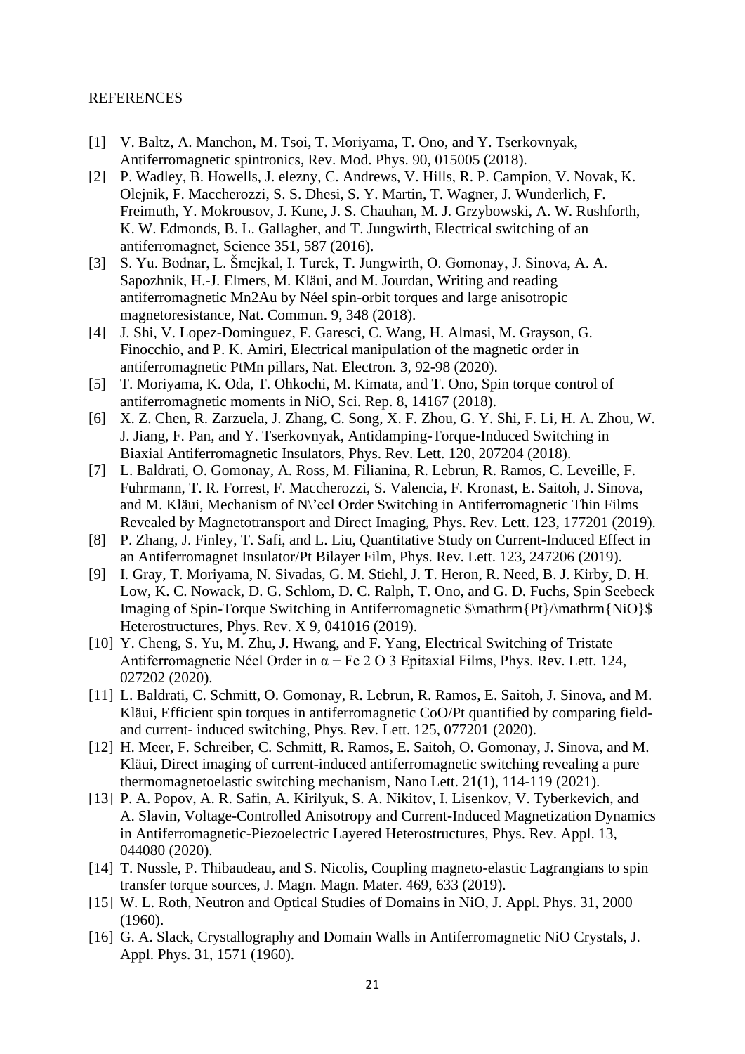REFERENCES

[1] V. Baltz, A. Manchon, M. Tsoi, T. Moriyama, T. Ono, and Y. Tserkovnyak, Antiferromagnetic spintronics, Rev. Mod. Phys. 90, 015005 (2018).

[2] P. Wadley, B. Howells, J. elezny, C. Andrews, V. Hills, R. P. Campion, V. Novak, K. Olejnik, F. Maccherozzi, S. S. Dhesi, S. Y. Martin, T. Wagner, J. Wunderlich, F. Freimuth, Y. Mokrousov, J. Kune, J. S. Chauhan, M. J. Grzybowski, A. W. Rushforth, K. W. Edmonds, B. L. Gallagher, and T. Jungwirth, Electrical switching of an antiferromagnet, Science 351, 587 (2016).

[3] S. Yu. Bodnar, L. Šmejkal, I. Turek, T. Jungwirth, O. Gomonay, J. Sinova, A. A. Sapozhnik, H.-J. Elmers, M. Kläui, and M. Jourdan, Writing and reading antiferromagnetic Mn2Au by Néel spin-orbit torques and large anisotropic magnetoresistance, Nat. Commun. 9, 348 (2018).

[4] J. Shi, V. Lopez-Dominguez, F. Garesci, C. Wang, H. Almasi, M. Grayson, G. Finocchio, and P. K. Amiri, Electrical manipulation of the magnetic order in antiferromagnetic PtMn pillars, Nat. Electron. 3, 92-98 (2020).

[5] T. Moriyama, K. Oda, T. Ohkochi, M. Kimata, and T. Ono, Spin torque control of antiferromagnetic moments in NiO, Sci. Rep. 8, 14167 (2018).

[6] X. Z. Chen, R. Zarzuela, J. Zhang, C. Song, X. F. Zhou, G. Y. Shi, F. Li, H. A. Zhou, W. J. Jiang, F. Pan, and Y. Tserkovnyak, Antidamping-Torque-Induced Switching in Biaxial Antiferromagnetic Insulators, Phys. Rev. Lett. 120, 207204 (2018).

[7] L. Baldrati, O. Gomonay, A. Ross, M. Filianina, R. Lebrun, R. Ramos, C. Leveille, F. Fuhrmann, T. R. Forrest, F. Maccherozzi, S. Valencia, F. Kronast, E. Saitoh, J. Sinova, and M. Kläui, Mechanism of N\'eel Order Switching in Antiferromagnetic Thin Films Revealed by Magnetotransport and Direct Imaging, Phys. Rev. Lett. 123, 177201 (2019).

[8] P. Zhang, J. Finley, T. Safi, and L. Liu, Quantitative Study on Current-Induced Effect in an Antiferromagnet Insulator/Pt Bilayer Film, Phys. Rev. Lett. 123, 247206 (2019).

[9] I. Gray, T. Moriyama, N. Sivadas, G. M. Stiehl, J. T. Heron, R. Need, B. J. Kirby, D. H. Low, K. C. Nowack, D. G. Schlom, D. C. Ralph, T. Ono, and G. D. Fuchs, Spin Seebeck Imaging of Spin-Torque Switching in Antiferromagnetic $\mathrm{Pt}/\mathrm{NiO}$ Heterostructures, Phys. Rev. X 9, 041016 (2019).

[10] Y. Cheng, S. Yu, M. Zhu, J. Hwang, and F. Yang, Electrical Switching of Tristate Antiferromagnetic Néel Order in α − Fe 2 O 3 Epitaxial Films, Phys. Rev. Lett. 124, 027202 (2020).

[11] L. Baldrati, C. Schmitt, O. Gomonay, R. Lebrun, R. Ramos, E. Saitoh, J. Sinova, and M. Kläui, Efficient spin torques in antiferromagnetic CoO/Pt quantified by comparing field- and current- induced switching, Phys. Rev. Lett. 125, 077201 (2020).

[12] H. Meer, F. Schreiber, C. Schmitt, R. Ramos, E. Saitoh, O. Gomonay, J. Sinova, and M. Kläui, Direct imaging of current-induced antiferromagnetic switching revealing a pure thermomagnetoelastic switching mechanism, Nano Lett. 21(1), 114-119 (2021).

[13] P. A. Popov, A. R. Safin, A. Kirilyuk, S. A. Nikitov, I. Lisenkov, V. Tyberkevich, and A. Slavin, Voltage-Controlled Anisotropy and Current-Induced Magnetization Dynamics in Antiferromagnetic-Piezoelectric Layered Heterostructures, Phys. Rev. Appl. 13, 044080 (2020).

[14] T. Nussle, P. Thibaudeau, and S. Nicolis, Coupling magneto-elastic Lagrangians to spin transfer torque sources, J. Magn. Magn. Mater. 469, 633 (2019).

[15] W. L. Roth, Neutron and Optical Studies of Domains in NiO, J. Appl. Phys. 31, 2000 (1960).

[16] G. A. Slack, Crystallography and Domain Walls in Antiferromagnetic NiO Crystals, J. Appl. Phys. 31, 1571 (1960).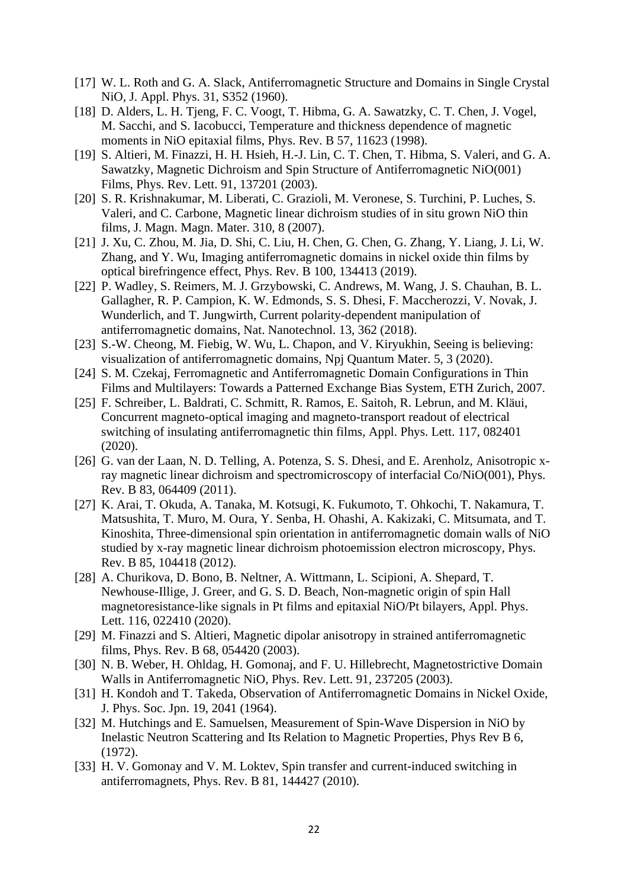[17] W. L. Roth and G. A. Slack, Antiferromagnetic Structure and Domains in Single Crystal NiO, J. Appl. Phys. 31, S352 (1960).

[18] D. Alders, L. H. Tjeng, F. C. Voogt, T. Hibma, G. A. Sawatzky, C. T. Chen, J. Vogel, M. Sacchi, and S. Iacobucci, Temperature and thickness dependence of magnetic moments in NiO epitaxial films, Phys. Rev. B 57, 11623 (1998).

[19] S. Altieri, M. Finazzi, H. H. Hsieh, H.-J. Lin, C. T. Chen, T. Hibma, S. Valeri, and G. A. Sawatzky, Magnetic Dichroism and Spin Structure of Antiferromagnetic NiO(001) Films, Phys. Rev. Lett. 91, 137201 (2003).

[20] S. R. Krishnakumar, M. Liberati, C. Grazioli, M. Veronese, S. Turchini, P. Luches, S. Valeri, and C. Carbone, Magnetic linear dichroism studies of in situ grown NiO thin films, J. Magn. Magn. Mater. 310, 8 (2007).

[21] J. Xu, C. Zhou, M. Jia, D. Shi, C. Liu, H. Chen, G. Chen, G. Zhang, Y. Liang, J. Li, W. Zhang, and Y. Wu, Imaging antiferromagnetic domains in nickel oxide thin films by optical birefringence effect, Phys. Rev. B 100, 134413 (2019).

[22] P. Wadley, S. Reimers, M. J. Grzybowski, C. Andrews, M. Wang, J. S. Chauhan, B. L. Gallagher, R. P. Campion, K. W. Edmonds, S. S. Dhesi, F. Maccherozzi, V. Novak, J. Wunderlich, and T. Jungwirth, Current polarity-dependent manipulation of antiferromagnetic domains, Nat. Nanotechnol. 13, 362 (2018).

[23] S.-W. Cheong, M. Fiebig, W. Wu, L. Chapon, and V. Kiryukhin, Seeing is believing: visualization of antiferromagnetic domains, Npj Quantum Mater. 5, 3 (2020).

[24] S. M. Czekaj, Ferromagnetic and Antiferromagnetic Domain Configurations in Thin Films and Multilayers: Towards a Patterned Exchange Bias System, ETH Zurich, 2007.

[25] F. Schreiber, L. Baldrati, C. Schmitt, R. Ramos, E. Saitoh, R. Lebrun, and M. Kläui, Concurrent magneto-optical imaging and magneto-transport readout of electrical switching of insulating antiferromagnetic thin films, Appl. Phys. Lett. 117, 082401 (2020).

[26] G. van der Laan, N. D. Telling, A. Potenza, S. S. Dhesi, and E. Arenholz, Anisotropic x-ray magnetic linear dichroism and spectromicroscopy of interfacial Co/NiO(001), Phys. Rev. B 83, 064409 (2011).

[27] K. Arai, T. Okuda, A. Tanaka, M. Kotsugi, K. Fukumoto, T. Ohkochi, T. Nakamura, T. Matsushita, T. Muro, M. Oura, Y. Senba, H. Ohashi, A. Kakizaki, C. Mitsumata, and T. Kinoshita, Three-dimensional spin orientation in antiferromagnetic domain walls of NiO studied by x-ray magnetic linear dichroism photoemission electron microscopy, Phys. Rev. B 85, 104418 (2012).

[28] A. Churikova, D. Bono, B. Neltner, A. Wittmann, L. Scipioni, A. Shepard, T. Newhouse-Illige, J. Greer, and G. S. D. Beach, Non-magnetic origin of spin Hall magnetoresistance-like signals in Pt films and epitaxial NiO/Pt bilayers, Appl. Phys. Lett. 116, 022410 (2020).

[29] M. Finazzi and S. Altieri, Magnetic dipolar anisotropy in strained antiferromagnetic films, Phys. Rev. B 68, 054420 (2003).

[30] N. B. Weber, H. Ohldag, H. Gomonaj, and F. U. Hillebrecht, Magnetostrictive Domain Walls in Antiferromagnetic NiO, Phys. Rev. Lett. 91, 237205 (2003).

[31] H. Kondoh and T. Takeda, Observation of Antiferromagnetic Domains in Nickel Oxide, J. Phys. Soc. Jpn. 19, 2041 (1964).

[32] M. Hutchings and E. Samuelsen, Measurement of Spin-Wave Dispersion in NiO by Inelastic Neutron Scattering and Its Relation to Magnetic Properties, Phys Rev B 6, (1972).

[33] H. V. Gomonay and V. M. Loktev, Spin transfer and current-induced switching in antiferromagnets, Phys. Rev. B 81, 144427 (2010).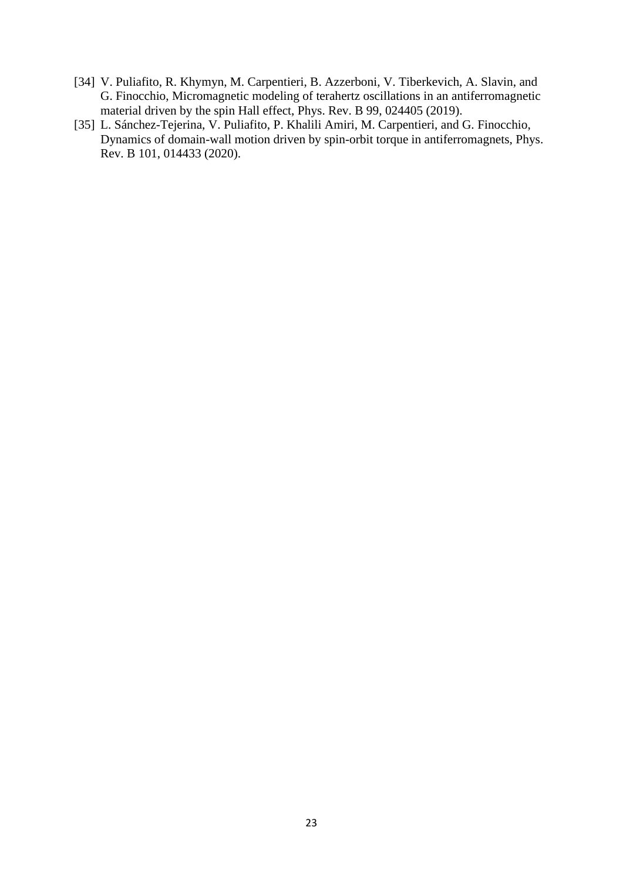[34] V. Puliafito, R. Khymyn, M. Carpentieri, B. Azzerboni, V. Tiberkevich, A. Slavin, and G. Finocchio, Micromagnetic modeling of terahertz oscillations in an antiferromagnetic material driven by the spin Hall effect, Phys. Rev. B 99, 024405 (2019).

[35] L. Sánchez-Tejerina, V. Puliafito, P. Khalili Amiri, M. Carpentieri, and G. Finocchio, Dynamics of domain-wall motion driven by spin-orbit torque in antiferromagnets, Phys. Rev. B 101, 014433 (2020).